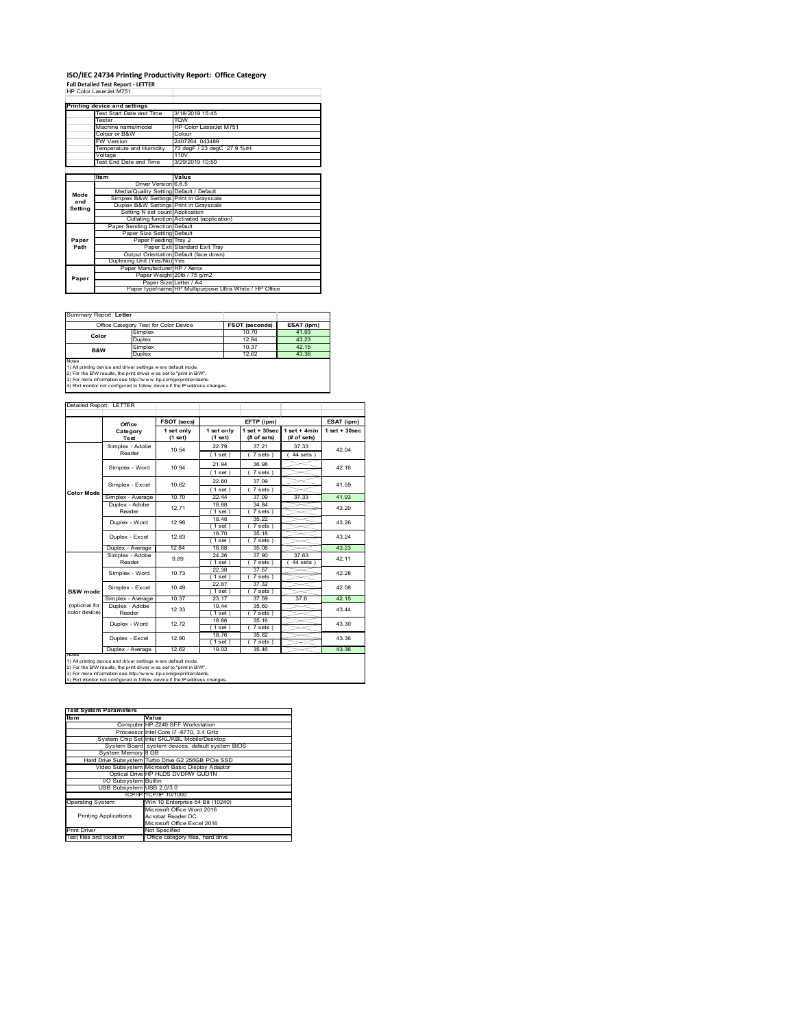# ISO/IEC 24734 Printing Productivity Report: Office Category

**Full Detailed Test Report - LETTER**

HP Color LaserJet M751

| Printing device and settings | |
|---|---|
| Test Start Date and Time | 3/18/2019 15:45 |
| Tester | TQW |
| Machine name/model | HP Color LaserJet M751 |
| Colour or B&W | Colour |
| FW Version | 2407264_043489 |
| Temperature and Humidity | 73 degF / 23 degC 27.9 %rH |
| Voltage | 110V |
| Test End Date and Time | 3/29/2019 10:50 |

| | Item | Value |
|---|---|---|
| Mode and Setting | Driver Version | 6.6.5 |
| | Media/Quality Setting | Default / Default |
| | Simplex B&W Settings | Print in Grayscale |
| | Duplex B&W Settings | Print in Grayscale |
| | Setting N set count | Application |
| | Collating function | Activated (application) |
| Paper Path | Paper Sending Direction | Default |
| | Paper Size Setting | Default |
| | Paper Feeding | Tray 2 |
| | Paper Exit | Standard Exit Tray |
| | Output Orientation | Default (face down) |
| | Duplexing Unit (Yes/No) | Yes |
| Paper | Paper Manufacturer | HP / Xerox |
| | Paper Weight | 20lb / 75 g/m2 |
| | Paper Size | Letter / A4 |
| | Paper type/name | HP Multipurpose Ultra White / HP Office |

Summary Report: **Letter**

| Office Category Test for Color Device | | FSOT (seconds) | ESAT (ipm) |
|---|---|---|---|
| Color | Simplex | 10.70 | 41.93 |
| | Duplex | 12.84 | 43.23 |
| B&W | Simplex | 10.37 | 42.15 |
| | Duplex | 12.62 | 43.36 |

Notes
1) All printing device and driver settings were default mode.
2) For the B/W results, the print driver was set to "print in B/W".
3) For more information see http://www.hp.com/go/printerclaims.
4) Port monitor not configured to follow device if the IP address changes.

Detailed Report: LETTER

| | Office Category Test | FSOT (secs) 1 set only (1 set) | EFTP (ipm) 1 set only (1 set) | EFTP (ipm) 1 set + 30sec (# of sets) | EFTP (ipm) 1 set + 4min (# of sets) | ESAT (ipm) 1 set + 30sec |
|---|---|---|---|---|---|---|
| Color Mode | Simplex - Adobe Reader | 10.54 | 22.79 (1 set) | 37.21 (7 sets) | 37.33 (44 sets) | 42.04 |
| | Simplex - Word | 10.94 | 21.94 (1 set) | 36.98 (7 sets) | | 42.16 |
| | Simplex - Excel | 10.62 | 22.60 (1 set) | 37.09 (7 sets) | | 41.59 |
| | Simplex - Average | 10.70 | 22.44 | 37.09 | 37.33 | 41.93 |
| | Duplex - Adobe Reader | 12.71 | 18.88 (1 set) | 34.84 (7 sets) | | 43.20 |
| | Duplex - Word | 12.98 | 18.48 (1 set) | 35.22 (7 sets) | | 43.26 |
| | Duplex - Excel | 12.83 | 18.70 (1 set) | 35.18 (7 sets) | | 43.24 |
| | Duplex - Average | 12.84 | 18.68 | 35.08 | | 43.23 |
| B&W mode (optional for color device) | Simplex - Adobe Reader | 9.89 | 24.26 (1 set) | 37.90 (7 sets) | 37.63 (44 sets) | 42.11 |
| | Simplex - Word | 10.73 | 22.38 (1 set) | 37.57 (7 sets) | | 42.28 |
| | Simplex - Excel | 10.49 | 22.87 (1 set) | 37.32 (7 sets) | | 42.08 |
| | Simplex - Average | 10.37 | 23.17 | 37.59 | 37.6 | 42.15 |
| | Duplex - Adobe Reader | 12.33 | 19.44 (1 set) | 35.60 (7 sets) | | 43.44 |
| | Duplex - Word | 12.72 | 18.86 (1 set) | 35.16 (7 sets) | | 43.30 |
| | Duplex - Excel | 12.80 | 18.76 (1 set) | 35.62 (7 sets) | | 43.36 |
| | Duplex - Average | 12.62 | 19.02 | 35.46 | | 43.36 |

Notes
1) All printing device and driver settings were default mode.
2) For the B/W results, the print driver was set to "print in B/W".
3) For more information see http://www.hp.com/go/printerclaims.
4) Port monitor not configured to follow device if the IP address changes.

| Test System Parameters | |
|---|---|
| **Item** | **Value** |
| Computer | HP Z240 SFF Workstation |
| Processor | Intel Core i7 -6770, 3.4 GHz |
| System Chip Set | Intel SKL/KBL Mobile/Desktop |
| System Board | system devices, default system BIOS |
| System Memory | 8 GB |
| Hard Drive Subsystem | Turbo Drive G2 256GB PCIe SSD |
| Video Subsystem | Microsoft Basic Display Adaptor |
| Optical Drive | HP HLDS DVDRW GUD1N |
| I/O Subsystem | Builtin |
| USB Subsystem | USB 2.0/3.0 |
| TCP/IP | TCP/IP 10/1000 |
| Operating System | Win 10 Enterprise 64 Bit (10240) |
| Printing Applications | Microsoft Office Word 2016<br>Acrobat Reader DC<br>Microsoft Office Excel 2016 |
| Print Driver | Not Specified |
| Test files and location | Office category files, hard drive |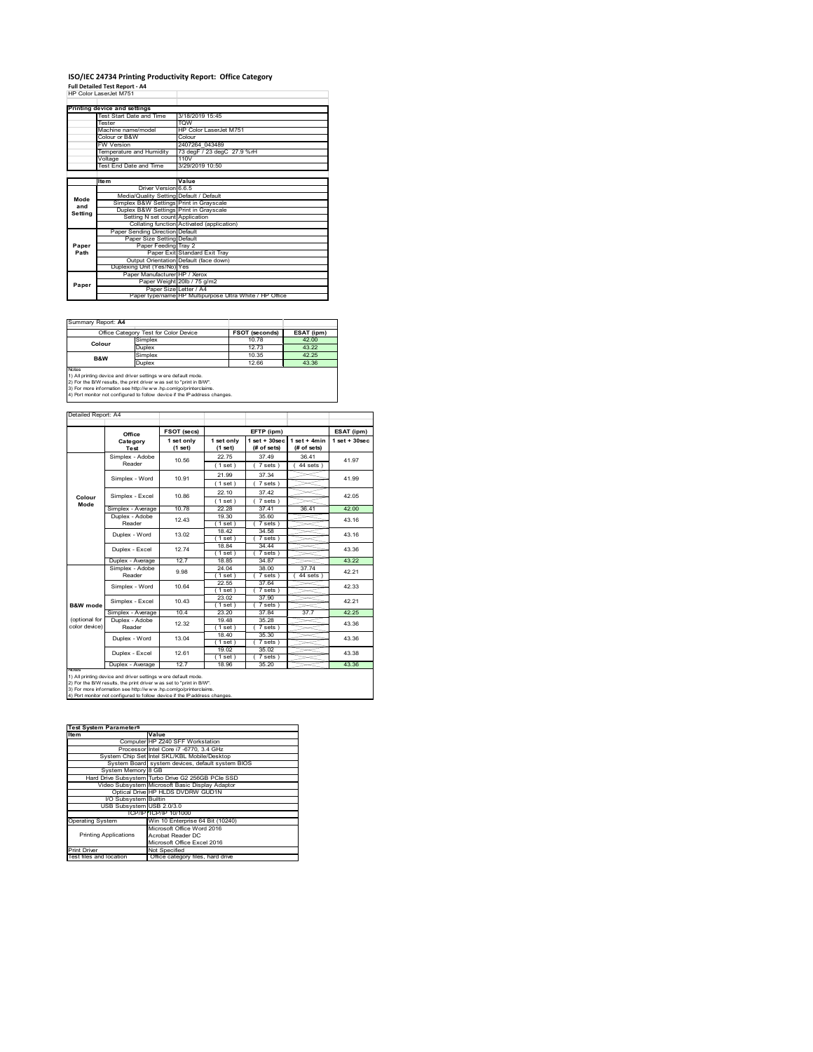# ISO/IEC 24734 Printing Productivity Report: Office Category

**Full Detailed Test Report - A4**

HP Color LaserJet M751

| Printing device and settings | |
|---|---|
| Test Start Date and Time | 3/18/2019 15:45 |
| Tester | TQW |
| Machine name/model | HP Color LaserJet M751 |
| Colour or B&W | Colour |
| FW Version | 2407264_043489 |
| Temperature and Humidity | 73 degF / 23 degC 27.9 %rH |
| Voltage | 110V |
| Test End Date and Time | 3/29/2019 10:50 |

| | Item | Value |
|---|---|---|
| Mode and Setting | Driver Version | 6.6.5 |
| | Media/Quality Setting | Default / Default |
| | Simplex B&W Settings | Print in Grayscale |
| | Duplex B&W Settings | Print in Grayscale |
| | Setting N set count | Application |
| | Collating function | Activated (application) |
| Paper Path | Paper Sending Direction | Default |
| | Paper Size Setting | Default |
| | Paper Feeding | Tray 2 |
| | Paper Exit | Standard Exit Tray |
| | Output Orientation | Default (face down) |
| | Duplexing Unit (Yes/No) | Yes |
| Paper | Paper Manufacturer | HP / Xerox |
| | Paper Weight | 20lb / 75 g/m2 |
| | Paper Size | Letter / A4 |
| | Paper type/name | HP Multipurpose Ultra White / HP Office |

Summary Report: **A4**

| Office Category Test for Color Device | | FSOT (seconds) | ESAT (ipm) |
|---|---|---|---|
| Colour | Simplex | 10.78 | 42.00 |
| | Duplex | 12.73 | 43.22 |
| B&W | Simplex | 10.35 | 42.25 |
| | Duplex | 12.66 | 43.36 |

Notes
1) All printing device and driver settings were default mode.
2) For the B/W results, the print driver was set to "print in B/W".
3) For more information see http://www.hp.com/go/printerclaims.
4) Port monitor not configured to follow device if the IP address changes.

Detailed Report: A4

| | Office Category Test | FSOT (secs) 1 set only (1 set) | EFTP (ipm) 1 set only (1 set) | EFTP (ipm) 1 set + 30sec (# of sets) | EFTP (ipm) 1 set + 4min (# of sets) | ESAT (ipm) 1 set + 30sec |
|---|---|---|---|---|---|---|
| Colour Mode | Simplex - Adobe Reader | 10.56 | 22.75 (1 set) | 37.49 (7 sets) | 36.41 (44 sets) | 41.97 |
| | Simplex - Word | 10.91 | 21.99 (1 set) | 37.34 (7 sets) | | 41.99 |
| | Simplex - Excel | 10.86 | 22.10 (1 set) | 37.42 (7 sets) | | 42.05 |
| | Simplex - Average | 10.78 | 22.28 | 37.41 | 36.41 | 42.00 |
| | Duplex - Adobe Reader | 12.43 | 19.30 (1 set) | 35.60 (7 sets) | | 43.16 |
| | Duplex - Word | 13.02 | 18.42 (1 set) | 34.58 (7 sets) | | 43.16 |
| | Duplex - Excel | 12.74 | 18.84 (1 set) | 34.44 (7 sets) | | 43.36 |
| | Duplex - Average | 12.7 | 18.85 | 34.87 | | 43.22 |
| B&W mode (optional for color device) | Simplex - Adobe Reader | 9.98 | 24.04 (1 set) | 38.00 (7 sets) | 37.74 (44 sets) | 42.21 |
| | Simplex - Word | 10.64 | 22.55 (1 set) | 37.64 (7 sets) | | 42.33 |
| | Simplex - Excel | 10.43 | 23.02 (1 set) | 37.90 (7 sets) | | 42.21 |
| | Simplex - Average | 10.4 | 23.20 | 37.84 | 37.7 | 42.25 |
| | Duplex - Adobe Reader | 12.32 | 19.48 (1 set) | 35.28 (7 sets) | | 43.36 |
| | Duplex - Word | 13.04 | 18.40 (1 set) | 35.30 (7 sets) | | 43.36 |
| | Duplex - Excel | 12.61 | 19.02 (1 set) | 35.02 (7 sets) | | 43.38 |
| | Duplex - Average | 12.7 | 18.96 | 35.20 | | 43.36 |

Notes
1) All printing device and driver settings were default mode.
2) For the B/W results, the print driver was set to "print in B/W".
3) For more information see http://www.hp.com/go/printerclaims.
4) Port monitor not configured to follow device if the IP address changes.

| Test System Parameters | |
|---|---|
| Item | Value |
| Computer | HP Z240 SFF Workstation |
| Processor | Intel Core i7 -6770, 3.4 GHz |
| System Chip Set | Intel SKL/KBL Mobile/Desktop |
| System Board | system devices, default system BIOS |
| System Memory | 8 GB |
| Hard Drive Subsystem | Turbo Drive G2 256GB PCIe SSD |
| Video Subsystem | Microsoft Basic Display Adaptor |
| Optical Drive | HP HLDS DVDRW GUD1N |
| I/O Subsystem | Builtin |
| USB Subsystem | USB 2.0/3.0 |
| TCP/IP | TCP/IP 10/1000 |
| Operating System | Win 10 Enterprise 64 Bit (10240) |
| Printing Applications | Microsoft Office Word 2016<br>Acrobat Reader DC<br>Microsoft Office Excel 2016 |
| Print Driver | Not Specified |
| Test files and location | Office category files, hard drive |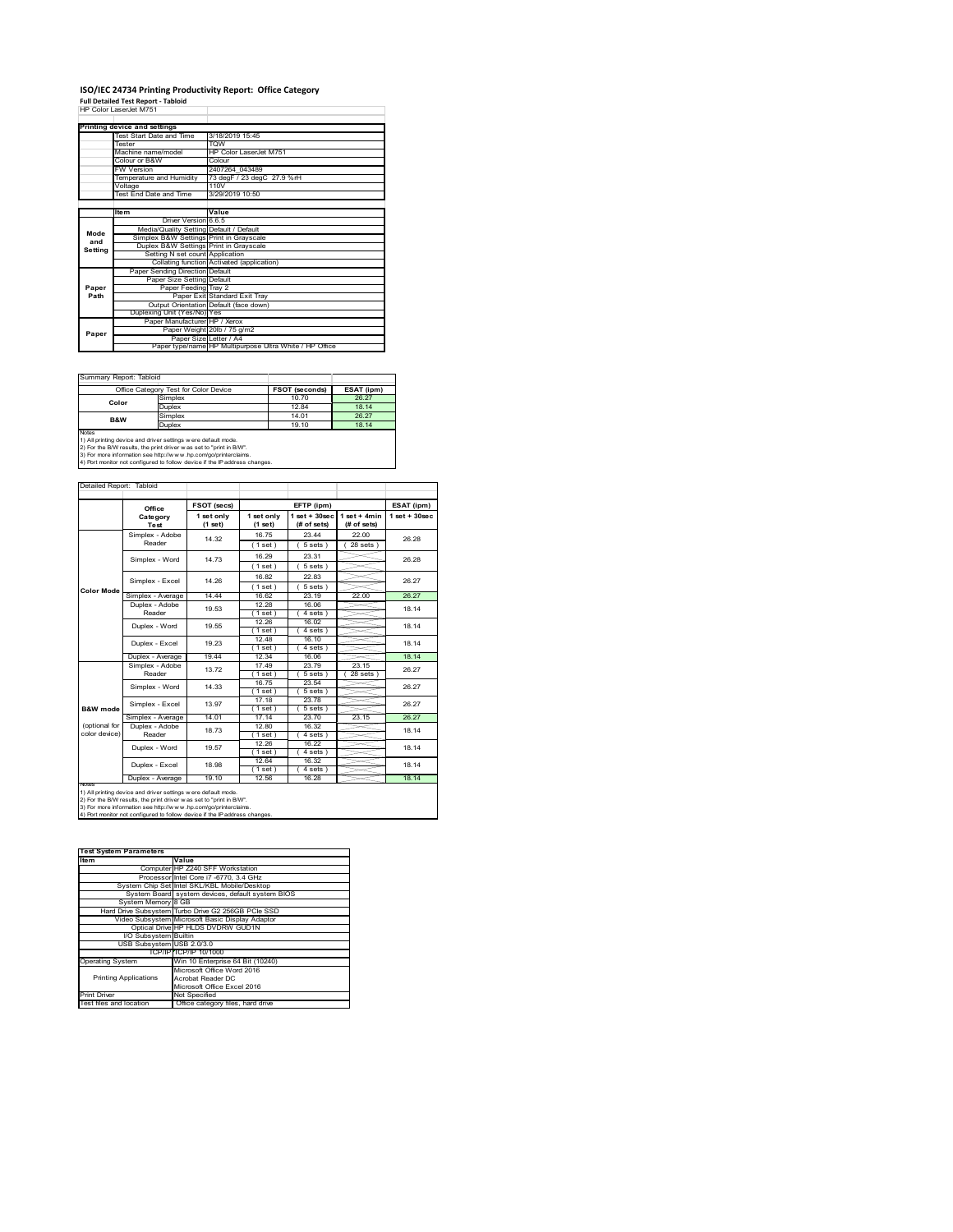# ISO/IEC 24734 Printing Productivity Report: Office Category

**Full Detailed Test Report - Tabloid**

HP Color LaserJet M751

| Printing device and settings | |
|---|---|
| Test Start Date and Time | 3/18/2019 15:45 |
| Tester | TQW |
| Machine name/model | HP Color LaserJet M751 |
| Colour or B&W | Colour |
| FW Version | 2407264_043489 |
| Temperature and Humidity | 73 degF / 23 degC 27.9 %rH |
| Voltage | 110V |
| Test End Date and Time | 3/29/2019 10:50 |

| | Item | Value |
|---|---|---|
| Mode and Setting | Driver Version | 6.6.5 |
| | Media/Quality Setting | Default / Default |
| | Simplex B&W Settings | Print in Grayscale |
| | Duplex B&W Settings | Print in Grayscale |
| | Setting N set count | Application |
| | Collating function | Activated (application) |
| Paper Path | Paper Sending Direction | Default |
| | Paper Size Setting | Default |
| | Paper Feeding | Tray 2 |
| | Paper Exit | Standard Exit Tray |
| | Output Orientation | Default (face down) |
| | Duplexing Unit (Yes/No) | Yes |
| Paper | Paper Manufacturer | HP / Xerox |
| | Paper Weight | 20lb / 75 g/m2 |
| | Paper Size | Letter / A4 |
| | Paper type/name | HP Multipurpose Ultra White / HP Office |

Summary Report: Tabloid

| Office Category Test for Color Device | | FSOT (seconds) | ESAT (ipm) |
|---|---|---|---|
| Color | Simplex | 10.70 | 26.27 |
| | Duplex | 12.84 | 18.14 |
| B&W | Simplex | 14.01 | 26.27 |
| | Duplex | 19.10 | 18.14 |

Notes
1) All printing device and driver settings were default mode.
2) For the B/W results, the print driver was set to "print in B/W".
3) For more information see http://www.hp.com/go/printerclaims.
4) Port monitor not configured to follow device if the IP address changes.

Detailed Report: Tabloid

| | Office Category Test | FSOT (secs) 1 set only (1 set) | EFTP (ipm) 1 set only (1 set) | EFTP (ipm) 1 set + 30sec (# of sets) | EFTP (ipm) 1 set + 4min (# of sets) | ESAT (ipm) 1 set + 30sec |
|---|---|---|---|---|---|---|
| Color Mode | Simplex - Adobe Reader | 14.32 | 16.75 (1 set) | 23.44 (5 sets) | 22.00 (28 sets) | 26.28 |
| | Simplex - Word | 14.73 | 16.29 (1 set) | 23.31 (5 sets) | | 26.28 |
| | Simplex - Excel | 14.26 | 16.82 (1 set) | 22.83 (5 sets) | | 26.27 |
| | Simplex - Average | 14.44 | 16.62 | 23.19 | 22.00 | 26.27 |
| | Duplex - Adobe Reader | 19.53 | 12.28 (1 set) | 16.06 (4 sets) | | 18.14 |
| | Duplex - Word | 19.55 | 12.26 (1 set) | 16.02 (4 sets) | | 18.14 |
| | Duplex - Excel | 19.23 | 12.48 (1 set) | 16.10 (4 sets) | | 18.14 |
| | Duplex - Average | 19.44 | 12.34 | 16.06 | | 18.14 |
| B&W mode (optional for color device) | Simplex - Adobe Reader | 13.72 | 17.49 (1 set) | 23.79 (5 sets) | 23.15 (28 sets) | 26.27 |
| | Simplex - Word | 14.33 | 16.75 (1 set) | 23.54 (5 sets) | | 26.27 |
| | Simplex - Excel | 13.97 | 17.18 (1 set) | 23.78 (5 sets) | | 26.27 |
| | Simplex - Average | 14.01 | 17.14 | 23.70 | 23.15 | 26.27 |
| | Duplex - Adobe Reader | 18.73 | 12.80 (1 set) | 16.32 (4 sets) | | 18.14 |
| | Duplex - Word | 19.57 | 12.26 (1 set) | 16.22 (4 sets) | | 18.14 |
| | Duplex - Excel | 18.98 | 12.64 (1 set) | 16.32 (4 sets) | | 18.14 |
| | Duplex - Average | 19.10 | 12.56 | 16.28 | | 18.14 |

Notes
1) All printing device and driver settings were default mode.
2) For the B/W results, the print driver was set to "print in B/W".
3) For more information see http://www.hp.com/go/printerclaims.
4) Port monitor not configured to follow device if the IP address changes.

| Test System Parameters | |
|---|---|
| **Item** | **Value** |
| Computer | HP Z240 SFF Workstation |
| Processor | Intel Core i7 -6770, 3.4 GHz |
| System Chip Set | Intel SKL/KBL Mobile/Desktop |
| System Board | system devices, default system BIOS |
| System Memory | 8 GB |
| Hard Drive Subsystem | Turbo Drive G2 256GB PCIe SSD |
| Video Subsystem | Microsoft Basic Display Adaptor |
| Optical Drive | HP HLDS DVDRW GUD1N |
| I/O Subsystem | Builtin |
| USB Subsystem | USB 2.0/3.0 |
| TCP/IP | TCP/IP 10/1000 |
| Operating System | Win 10 Enterprise 64 Bit (10240) |
| Printing Applications | Microsoft Office Word 2016<br>Acrobat Reader DC<br>Microsoft Office Excel 2016 |
| Print Driver | Not Specified |
| Test files and location | Office category files, hard drive |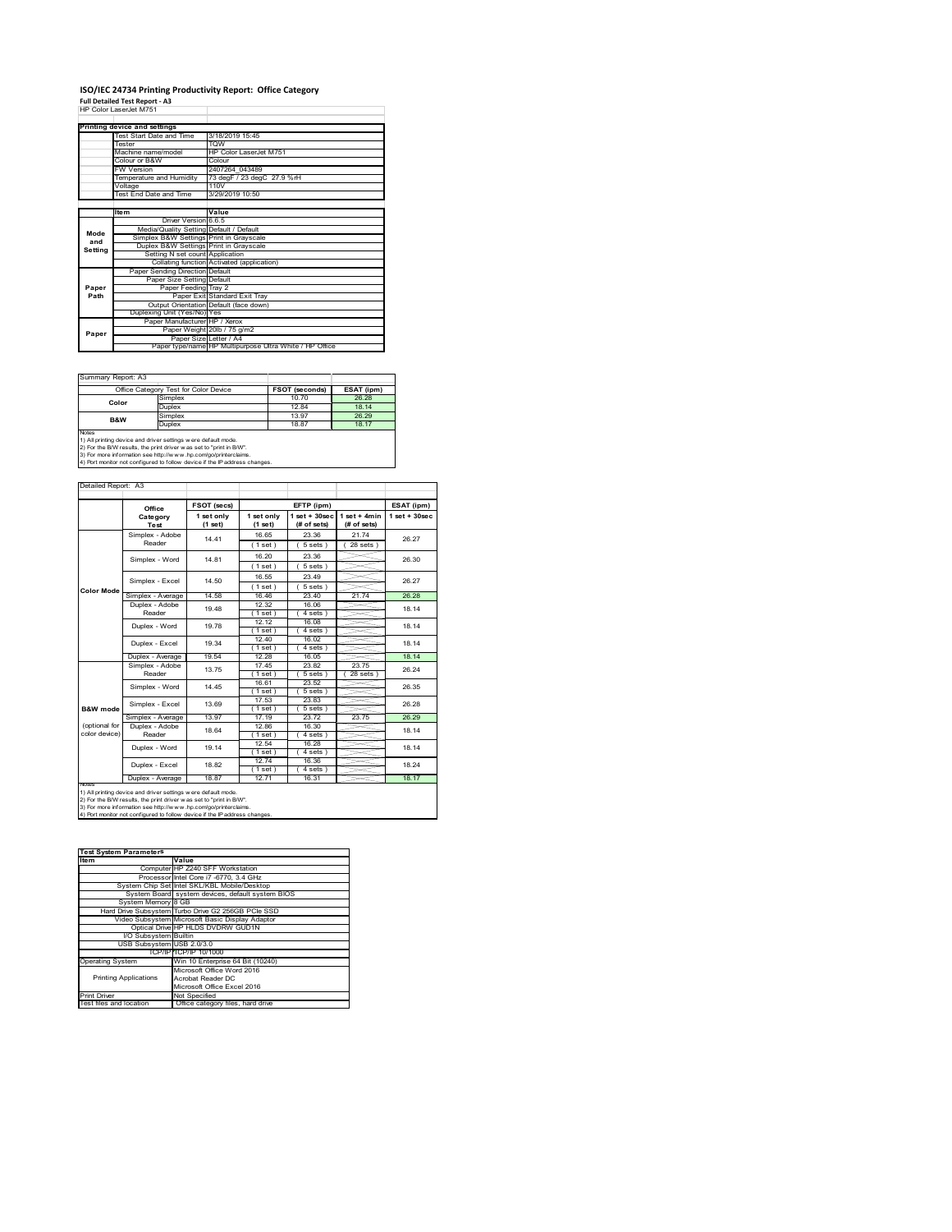# ISO/IEC 24734 Printing Productivity Report: Office Category

**Full Detailed Test Report - A3**

HP Color LaserJet M751

| Printing device and settings | |
|---|---|
| Test Start Date and Time | 3/18/2019 15:45 |
| Tester | TQW |
| Machine name/model | HP Color LaserJet M751 |
| Colour or B&W | Colour |
| FW Version | 2407264_043489 |
| Temperature and Humidity | 73 degF / 23 degC 27.9 %rH |
| Voltage | 110V |
| Test End Date and Time | 3/29/2019 10:50 |

| | Item | Value |
|---|---|---|
| Mode and Setting | Driver Version | 6.6.5 |
| | Media/Quality Setting | Default / Default |
| | Simplex B&W Settings | Print in Grayscale |
| | Duplex B&W Settings | Print in Grayscale |
| | Setting N set count | Application |
| | Collating function | Activated (application) |
| Paper Path | Paper Sending Direction | Default |
| | Paper Size Setting | Default |
| | Paper Feeding | Tray 2 |
| | Paper Exit | Standard Exit Tray |
| | Output Orientation | Default (face down) |
| | Duplexing Unit (Yes/No) | Yes |
| Paper | Paper Manufacturer | HP / Xerox |
| | Paper Weight | 20lb / 75 g/m2 |
| | Paper Size | Letter / A4 |
| | Paper type/name | HP Multipurpose Ultra White / HP Office |

Summary Report: A3

| Office Category Test for Color Device | | FSOT (seconds) | ESAT (ipm) |
|---|---|---|---|
| Color | Simplex | 10.70 | 26.28 |
| | Duplex | 12.84 | 18.14 |
| B&W | Simplex | 13.97 | 26.29 |
| | Duplex | 18.87 | 18.17 |

Notes
1) All printing device and driver settings were default mode.
2) For the B/W results, the print driver was set to "print in B/W".
3) For more information see http://www.hp.com/go/printerclaims.
4) Port monitor not configured to follow device if the IP address changes.

Detailed Report: A3

| | Office Category Test | FSOT (secs) 1 set only (1 set) | EFTP (ipm) 1 set only (1 set) | EFTP (ipm) 1 set + 30sec (# of sets) | EFTP (ipm) 1 set + 4min (# of sets) | ESAT (ipm) 1 set + 30sec |
|---|---|---|---|---|---|---|
| Color Mode | Simplex - Adobe Reader | 14.41 | 16.65 (1 set) | 23.36 (5 sets) | 21.74 (28 sets) | 26.27 |
| | Simplex - Word | 14.81 | 16.20 (1 set) | 23.36 (5 sets) | | 26.30 |
| | Simplex - Excel | 14.50 | 16.55 (1 set) | 23.49 (5 sets) | | 26.27 |
| | Simplex - Average | 14.58 | 16.46 | 23.40 | 21.74 | 26.28 |
| | Duplex - Adobe Reader | 19.48 | 12.32 (1 set) | 16.06 (4 sets) | | 18.14 |
| | Duplex - Word | 19.78 | 12.12 (1 set) | 16.08 (4 sets) | | 18.14 |
| | Duplex - Excel | 19.34 | 12.40 (1 set) | 16.02 (4 sets) | | 18.14 |
| | Duplex - Average | 19.54 | 12.28 | 16.05 | | 18.14 |
| B&W mode (optional for color device) | Simplex - Adobe Reader | 13.75 | 17.45 (1 set) | 23.82 (5 sets) | 23.75 (28 sets) | 26.24 |
| | Simplex - Word | 14.45 | 16.61 (1 set) | 23.52 (5 sets) | | 26.35 |
| | Simplex - Excel | 13.69 | 17.53 (1 set) | 23.83 (5 sets) | | 26.28 |
| | Simplex - Average | 13.97 | 17.19 | 23.72 | 23.75 | 26.29 |
| | Duplex - Adobe Reader | 18.64 | 12.86 (1 set) | 16.30 (4 sets) | | 18.14 |
| | Duplex - Word | 19.14 | 12.54 (1 set) | 16.28 (4 sets) | | 18.14 |
| | Duplex - Excel | 18.82 | 12.74 (1 set) | 16.36 (4 sets) | | 18.24 |
| | Duplex - Average | 18.87 | 12.71 | 16.31 | | 18.17 |

Notes
1) All printing device and driver settings were default mode.
2) For the B/W results, the print driver was set to "print in B/W".
3) For more information see http://www.hp.com/go/printerclaims.
4) Port monitor not configured to follow device if the IP address changes.

| Test System Parameters | |
|---|---|
| Item | Value |
| Computer | HP Z240 SFF Workstation |
| Processor | Intel Core i7 -6770, 3.4 GHz |
| System Chip Set | Intel SKL/KBL Mobile/Desktop |
| System Board | system devices, default system BIOS |
| System Memory | 8 GB |
| Hard Drive Subsystem | Turbo Drive G2 256GB PCIe SSD |
| Video Subsystem | Microsoft Basic Display Adaptor |
| Optical Drive | HP HLDS DVDRW GUD1N |
| I/O Subsystem | Builtin |
| USB Subsystem | USB 2.0/3.0 |
| TCP/IP | TCP/IP 10/1000 |
| Operating System | Win 10 Enterprise 64 Bit (10240) |
| Printing Applications | Microsoft Office Word 2016<br>Acrobat Reader DC<br>Microsoft Office Excel 2016 |
| Print Driver | Not Specified |
| Test files and location | Office category files, hard drive |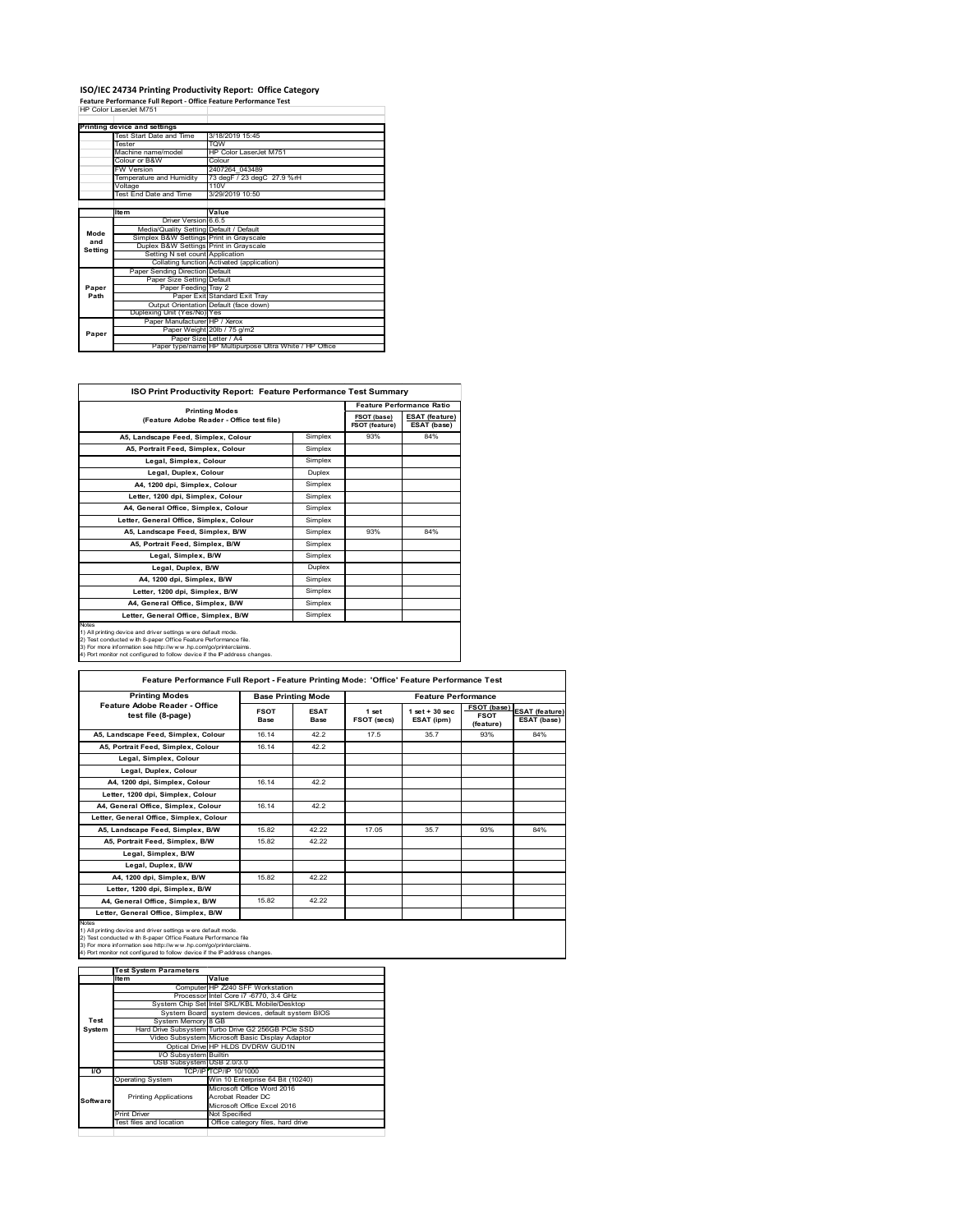# ISO/IEC 24734 Printing Productivity Report: Office Category

**Feature Performance Full Report - Office Feature Performance Test**

HP Color LaserJet M751

| Printing device and settings | |
|---|---|
| Test Start Date and Time | 3/18/2019 15:45 |
| Tester | TQW |
| Machine name/model | HP Color LaserJet M751 |
| Colour or B&W | Colour |
| FW Version | 2407264_043489 |
| Temperature and Humidity | 73 degF / 23 degC 27.9 %rH |
| Voltage | 110V |
| Test End Date and Time | 3/29/2019 10:50 |

| | Item | Value |
|---|---|---|
| Mode and Setting | Driver Version | 6.6.5 |
| | Media/Quality Setting | Default / Default |
| | Simplex B&W Settings | Print in Grayscale |
| | Duplex B&W Settings | Print in Grayscale |
| | Setting N set count | Application |
| | Collating function | Activated (application) |
| Paper Path | Paper Sending Direction | Default |
| | Paper Size Setting | Default |
| | Paper Feeding | Tray 2 |
| | Paper Exit | Standard Exit Tray |
| | Output Orientation | Default (face down) |
| | Duplexing Unit (Yes/No) | Yes |
| Paper | Paper Manufacturer | HP / Xerox |
| | Paper Weight | 20lb / 75 g/m2 |
| | Paper Size | Letter / A4 |
| | Paper type/name | HP Multipurpose Ultra White / HP Office |

## ISO Print Productivity Report: Feature Performance Test Summary

| Printing Modes (Feature Adobe Reader - Office test file) | | Feature Performance Ratio FSOT (base) / FSOT (feature) | ESAT (feature) / ESAT (base) |
|---|---|---|---|
| A5, Landscape Feed, Simplex, Colour | Simplex | 93% | 84% |
| A5, Portrait Feed, Simplex, Colour | Simplex | | |
| Legal, Simplex, Colour | Simplex | | |
| Legal, Duplex, Colour | Duplex | | |
| A4, 1200 dpi, Simplex, Colour | Simplex | | |
| Letter, 1200 dpi, Simplex, Colour | Simplex | | |
| A4, General Office, Simplex, Colour | Simplex | | |
| Letter, General Office, Simplex, Colour | Simplex | | |
| A5, Landscape Feed, Simplex, B/W | Simplex | 93% | 84% |
| A5, Portrait Feed, Simplex, B/W | Simplex | | |
| Legal, Simplex, B/W | Simplex | | |
| Legal, Duplex, B/W | Duplex | | |
| A4, 1200 dpi, Simplex, B/W | Simplex | | |
| Letter, 1200 dpi, Simplex, B/W | Simplex | | |
| A4, General Office, Simplex, B/W | Simplex | | |
| Letter, General Office, Simplex, B/W | Simplex | | |

Notes
1) All printing device and driver settings were default mode.
2) Test conducted with 8-paper Office Feature Performance file.
3) For more information see http://www.hp.com/go/printerclaims.
4) Port monitor not configured to follow device if the IP address changes.

## Feature Performance Full Report - Feature Printing Mode: 'Office' Feature Performance Test

| Printing Modes Feature Adobe Reader - Office test file (8-page) | Base Printing Mode FSOT Base | ESAT Base | Feature Performance 1 set FSOT (secs) | 1 set + 30 sec ESAT (ipm) | FSOT (base) / FSOT (feature) | ESAT (feature) / ESAT (base) |
|---|---|---|---|---|---|---|
| A5, Landscape Feed, Simplex, Colour | 16.14 | 42.2 | 17.5 | 35.7 | 93% | 84% |
| A5, Portrait Feed, Simplex, Colour | 16.14 | 42.2 | | | | |
| Legal, Simplex, Colour | | | | | | |
| Legal, Duplex, Colour | | | | | | |
| A4, 1200 dpi, Simplex, Colour | 16.14 | 42.2 | | | | |
| Letter, 1200 dpi, Simplex, Colour | | | | | | |
| A4, General Office, Simplex, Colour | 16.14 | 42.2 | | | | |
| Letter, General Office, Simplex, Colour | | | | | | |
| A5, Landscape Feed, Simplex, B/W | 15.82 | 42.22 | 17.05 | 35.7 | 93% | 84% |
| A5, Portrait Feed, Simplex, B/W | 15.82 | 42.22 | | | | |
| Legal, Simplex, B/W | | | | | | |
| Legal, Duplex, B/W | | | | | | |
| A4, 1200 dpi, Simplex, B/W | 15.82 | 42.22 | | | | |
| Letter, 1200 dpi, Simplex, B/W | | | | | | |
| A4, General Office, Simplex, B/W | 15.82 | 42.22 | | | | |
| Letter, General Office, Simplex, B/W | | | | | | |

Notes
1) All printing device and driver settings were default mode.
2) Test conducted with 8-paper Office Feature Performance file
3) For more information see http://www.hp.com/go/printerclaims.
4) Port monitor not configured to follow device if the IP address changes.

| Test System Parameters | Item | Value |
|---|---|---|
| Test System | Computer | HP Z240 SFF Workstation |
| | Processor | Intel Core i7 -6770, 3.4 GHz |
| | System Chip Set | Intel SKL/KBL Mobile/Desktop |
| | System Board | system devices, default system BIOS |
| | System Memory | 8 GB |
| | Hard Drive Subsystem | Turbo Drive G2 256GB PCIe SSD |
| | Video Subsystem | Microsoft Basic Display Adaptor |
| | Optical Drive | HP HLDS DVDRW GUD1N |
| | I/O Subsystem | Builtin |
| | USB Subsystem | USB 2.0/3.0 |
| I/O | TCP/IP | TCP/IP 10/1000 |
| Software | Operating System | Win 10 Enterprise 64 Bit (10240) |
| | Printing Applications | Microsoft Office Word 2016<br>Acrobat Reader DC<br>Microsoft Office Excel 2016 |
| | Print Driver | Not Specified |
| | Test files and location | Office category files, hard drive |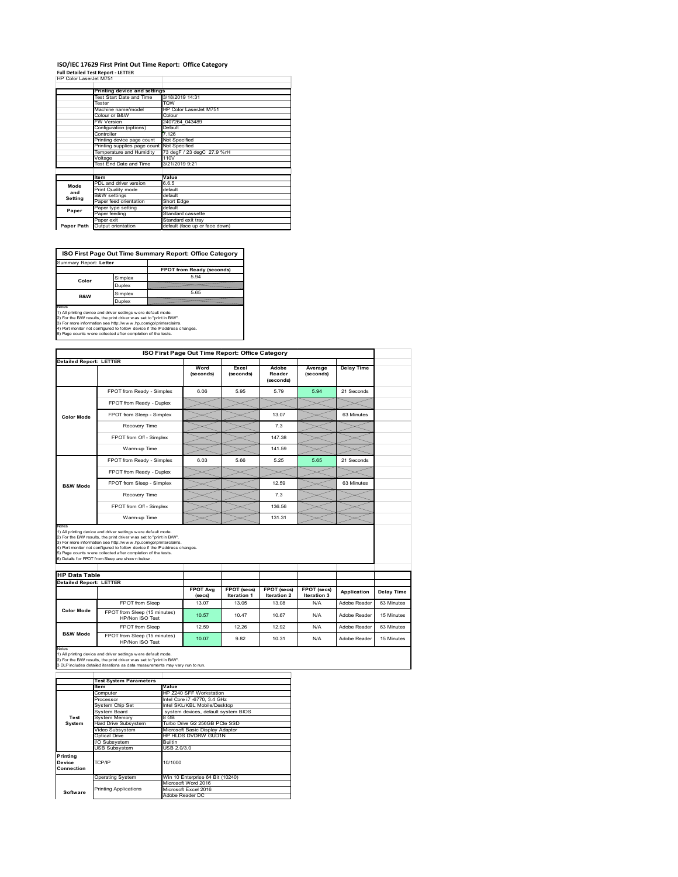# ISO/IEC 17629 First Print Out Time Report: Office Category

**Full Detailed Test Report - LETTER**

HP Color LaserJet M751

| | Printing device and settings | |
|---|---|---|
| | Test Start Date and Time | 3/18/2019 14:31 |
| | Tester | TQW |
| | Machine name/model | HP Color LaserJet M751 |
| | Colour or B&W | Colour |
| | FW Version | 2407264_043489 |
| | Configuration (options) | Default |
| | Controller | 7.126 |
| | Printing device page count | Not Specified |
| | Printing supplies page count | Not Specified |
| | Temperature and Humidity | 73 degF / 23 degC 27.9 %rH |
| | Voltage | 110V |
| | Test End Date and Time | 3/21/2019 9:21 |

| | Item | Value |
|---|---|---|
| Mode and Setting | PDL and driver version | 6.6.5 |
| | Print Quality mode | default |
| | B&W settings | default |
| | Paper feed orientation | Short Edge |
| Paper | Paper type setting | default |
| | Paper feeding | Standard cassette |
| | Paper exit | Standard exit tray |
| Paper Path | Output orientation | default (face up or face down) |

## ISO First Page Out Time Summary Report: Office Category

Summary Report: **Letter**

| | | FPOT from Ready (seconds) |
|---|---|---|
| Color | Simplex | 5.94 |
| | Duplex | |
| B&W | Simplex | 5.65 |
| | Duplex | |

Notes
1) All printing device and driver settings were default mode.
2) For the B/W results, the print driver was set to "print in B/W".
3) For more information see http://www.hp.com/go/printerclaims.
4) Port monitor not configured to follow device if the IP address changes.
5) Page counts were collected after completion of the tests.

## ISO First Page Out Time Report: Office Category

Detailed Report: LETTER

| | | Word (seconds) | Excel (seconds) | Adobe Reader (seconds) | Average (seconds) | Delay Time |
|---|---|---|---|---|---|---|
| Color Mode | FPOT from Ready - Simplex | 6.06 | 5.95 | 5.79 | 5.94 | 21 Seconds |
| | FPOT from Ready - Duplex | | | | | |
| | FPOT from Sleep - Simplex | | | 13.07 | | 63 Minutes |
| | Recovery Time | | | 7.3 | | |
| | FPOT from Off - Simplex | | | 147.38 | | |
| | Warm-up Time | | | 141.59 | | |
| B&W Mode | FPOT from Ready - Simplex | 6.03 | 5.66 | 5.25 | 5.65 | 21 Seconds |
| | FPOT from Ready - Duplex | | | | | |
| | FPOT from Sleep - Simplex | | | 12.59 | | 63 Minutes |
| | Recovery Time | | | 7.3 | | |
| | FPOT from Off - Simplex | | | 136.56 | | |
| | Warm-up Time | | | 131.31 | | |

Notes
1) All printing device and driver settings were default mode.
2) For the B/W results, the print driver was set to "print in B/W".
3) For more information see http://www.hp.com/go/printerclaims.
4) Port monitor not configured to follow device if the IP address changes.
5) Page counts were collected after completion of the tests.
6) Details for FPOT from Sleep are shown below.

## HP Data Table

Detailed Report: LETTER

| | | FPOT Avg (secs) | FPOT (secs) Iteration 1 | FPOT (secs) Iteration 2 | FPOT (secs) Iteration 3 | Application | Delay Time |
|---|---|---|---|---|---|---|---|
| Color Mode | FPOT from Sleep | 13.07 | 13.05 | 13.08 | N/A | Adobe Reader | 63 Minutes |
| | FPOT from Sleep (15 minutes) HP/Non ISO Test | 10.57 | 10.47 | 10.67 | N/A | Adobe Reader | 15 Minutes |
| B&W Mode | FPOT from Sleep | 12.59 | 12.26 | 12.92 | N/A | Adobe Reader | 63 Minutes |
| | FPOT from Sleep (15 minutes) HP/Non ISO Test | 10.07 | 9.82 | 10.31 | N/A | Adobe Reader | 15 Minutes |

Notes
1) All printing device and driver settings were default mode.
2) For the B/W results, the print driver was set to "print in B/W".
3 DLP includes detailed iterations as data measurements may vary run to run.

| | Test System Parameters | |
|---|---|---|
| | Item | Value |
| Test System | Computer | HP Z240 SFF Workstation |
| | Processor | Intel Core i7 -6770, 3.4 GHz |
| | System Chip Set | Intel SKL/KBL Mobile/Desktop |
| | System Board | system devices, default system BIOS |
| | System Memory | 8 GB |
| | Hard Drive Subsystem | Turbo Drive G2 256GB PCIe SSD |
| | Video Subsystem | Microsoft Basic Display Adaptor |
| | Optical Drive | HP HLDS DVDRW GUD1N |
| | I/O Subsystem | Builtin |
| | USB Subsystem | USB 2.0/3.0 |
| Printing Device Connection | TCP/IP | 10/1000 |
| Software | Operating System | Win 10 Enterprise 64 Bit (10240) |
| | Printing Applications | Microsoft Word 2016<br>Microsoft Excel 2016<br>Adobe Reader DC |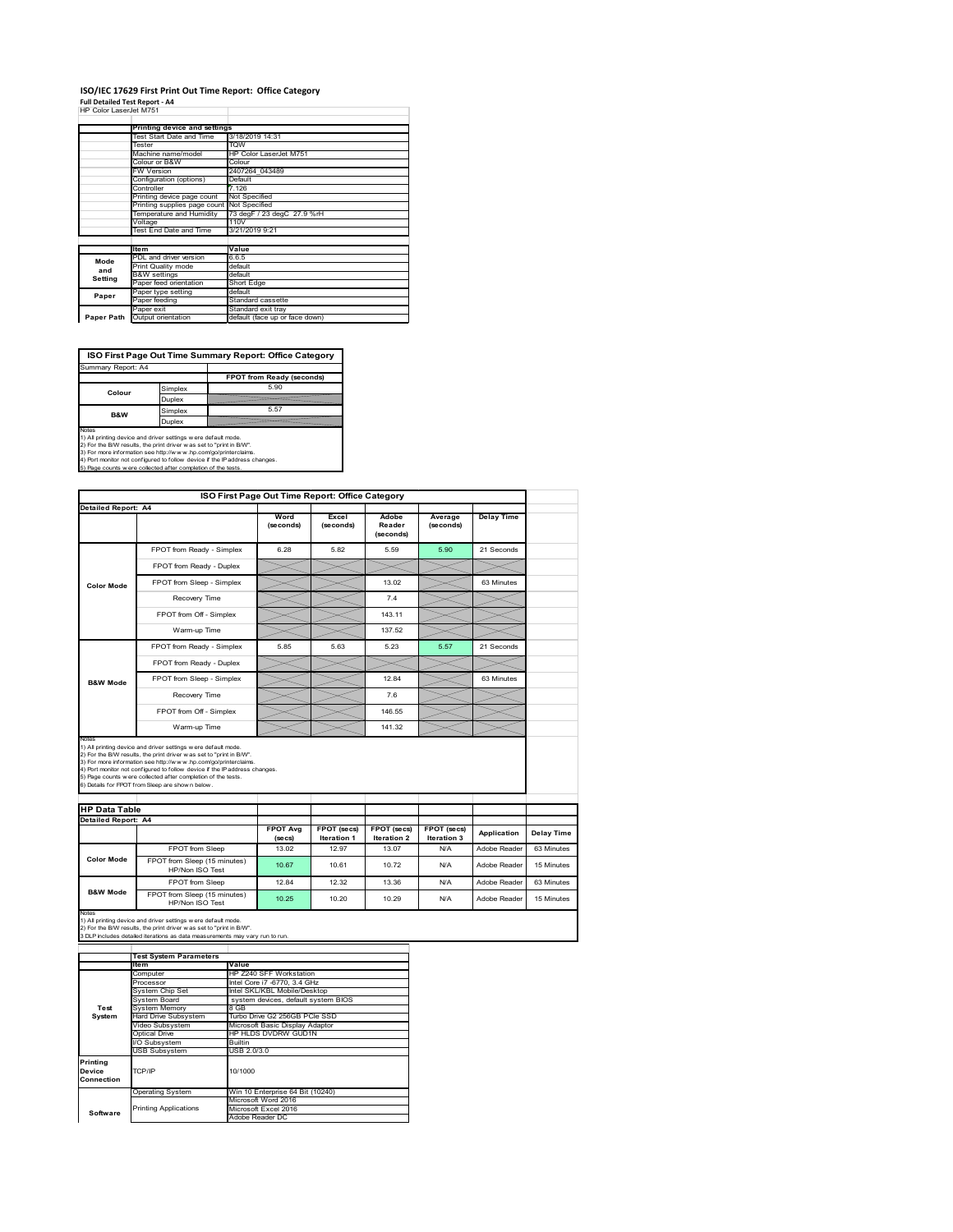# ISO/IEC 17629 First Print Out Time Report: Office Category

**Full Detailed Test Report - A4**

HP Color LaserJet M751

| | | |
|---|---|---|
| | **Printing device and settings** | |
| | Test Start Date and Time | 3/18/2019 14:31 |
| | Tester | TQW |
| | Machine name/model | HP Color LaserJet M751 |
| | Colour or B&W | Colour |
| | FW Version | 2407264_043489 |
| | Configuration (options) | Default |
| | Controller | 7.126 |
| | Printing device page count | Not Specified |
| | Printing supplies page count | Not Specified |
| | Temperature and Humidity | 73 degF / 23 degC 27.9 %rH |
| | Voltage | 110V |
| | Test End Date and Time | 3/21/2019 9:21 |
| | | |
| | **Item** | **Value** |
| Mode and Setting | PDL and driver version | 6.6.5 |
| | Print Quality mode | default |
| | B&W settings | default |
| | Paper feed orientation | Short Edge |
| Paper | Paper type setting | default |
| | Paper feeding | Standard cassette |
| | Paper exit | Standard exit tray |
| Paper Path | Output orientation | default (face up or face down) |

## ISO First Page Out Time Summary Report: Office Category

Summary Report: A4

| | | FPOT from Ready (seconds) |
|---|---|---|
| Colour | Simplex | 5.90 |
| | Duplex | |
| B&W | Simplex | 5.57 |
| | Duplex | |

Notes
1) All printing device and driver settings were default mode.
2) For the B/W results, the print driver was set to "print in B/W".
3) For more information see http://www.hp.com/go/printerclaims.
4) Port monitor not configured to follow device if the IP address changes.
5) Page counts were collected after completion of the tests.

## ISO First Page Out Time Report: Office Category

Detailed Report: A4

| | | Word (seconds) | Excel (seconds) | Adobe Reader (seconds) | Average (seconds) | Delay Time |
|---|---|---|---|---|---|---|
| Color Mode | FPOT from Ready - Simplex | 6.28 | 5.82 | 5.59 | 5.90 | 21 Seconds |
| | FPOT from Ready - Duplex | | | | | |
| | FPOT from Sleep - Simplex | | | 13.02 | | 63 Minutes |
| | Recovery Time | | | 7.4 | | |
| | FPOT from Off - Simplex | | | 143.11 | | |
| | Warm-up Time | | | 137.52 | | |
| B&W Mode | FPOT from Ready - Simplex | 5.85 | 5.63 | 5.23 | 5.57 | 21 Seconds |
| | FPOT from Ready - Duplex | | | | | |
| | FPOT from Sleep - Simplex | | | 12.84 | | 63 Minutes |
| | Recovery Time | | | 7.6 | | |
| | FPOT from Off - Simplex | | | 146.55 | | |
| | Warm-up Time | | | 141.32 | | |

Notes
1) All printing device and driver settings were default mode.
2) For the B/W results, the print driver was set to "print in B/W".
3) For more information see http://www.hp.com/go/printerclaims.
4) Port monitor not configured to follow device if the IP address changes.
5) Page counts were collected after completion of the tests.
6) Details for FPOT from Sleep are shown below.

## HP Data Table

Detailed Report: A4

| | | FPOT Avg (secs) | FPOT (secs) Iteration 1 | FPOT (secs) Iteration 2 | FPOT (secs) Iteration 3 | Application | Delay Time |
|---|---|---|---|---|---|---|---|
| Color Mode | FPOT from Sleep | 13.02 | 12.97 | 13.07 | N/A | Adobe Reader | 63 Minutes |
| | FPOT from Sleep (15 minutes) HP/Non ISO Test | 10.67 | 10.61 | 10.72 | N/A | Adobe Reader | 15 Minutes |
| B&W Mode | FPOT from Sleep | 12.84 | 12.32 | 13.36 | N/A | Adobe Reader | 63 Minutes |
| | FPOT from Sleep (15 minutes) HP/Non ISO Test | 10.25 | 10.20 | 10.29 | N/A | Adobe Reader | 15 Minutes |

Notes
1) All printing device and driver settings were default mode.
2) For the B/W results, the print driver was set to "print in B/W".
3 DLP includes detailed iterations as data measurements may vary run to run.

| | | |
|---|---|---|
| | **Test System Parameters** | |
| | **Item** | **Value** |
| Test System | Computer | HP Z240 SFF Workstation |
| | Processor | Intel Core i7 -6770, 3.4 GHz |
| | System Chip Set | Intel SKL/KBL Mobile/Desktop |
| | System Board | system devices, default system BIOS |
| | System Memory | 8 GB |
| | Hard Drive Subsystem | Turbo Drive G2 256GB PCIe SSD |
| | Video Subsystem | Microsoft Basic Display Adaptor |
| | Optical Drive | HP HLDS DVDRW GUD1N |
| | I/O Subsystem | Builtin |
| | USB Subsystem | USB 2.0/3.0 |
| Printing Device Connection | TCP/IP | 10/1000 |
| Software | Operating System | Win 10 Enterprise 64 Bit (10240) |
| | Printing Applications | Microsoft Word 2016 |
| | | Microsoft Excel 2016 |
| | | Adobe Reader DC |